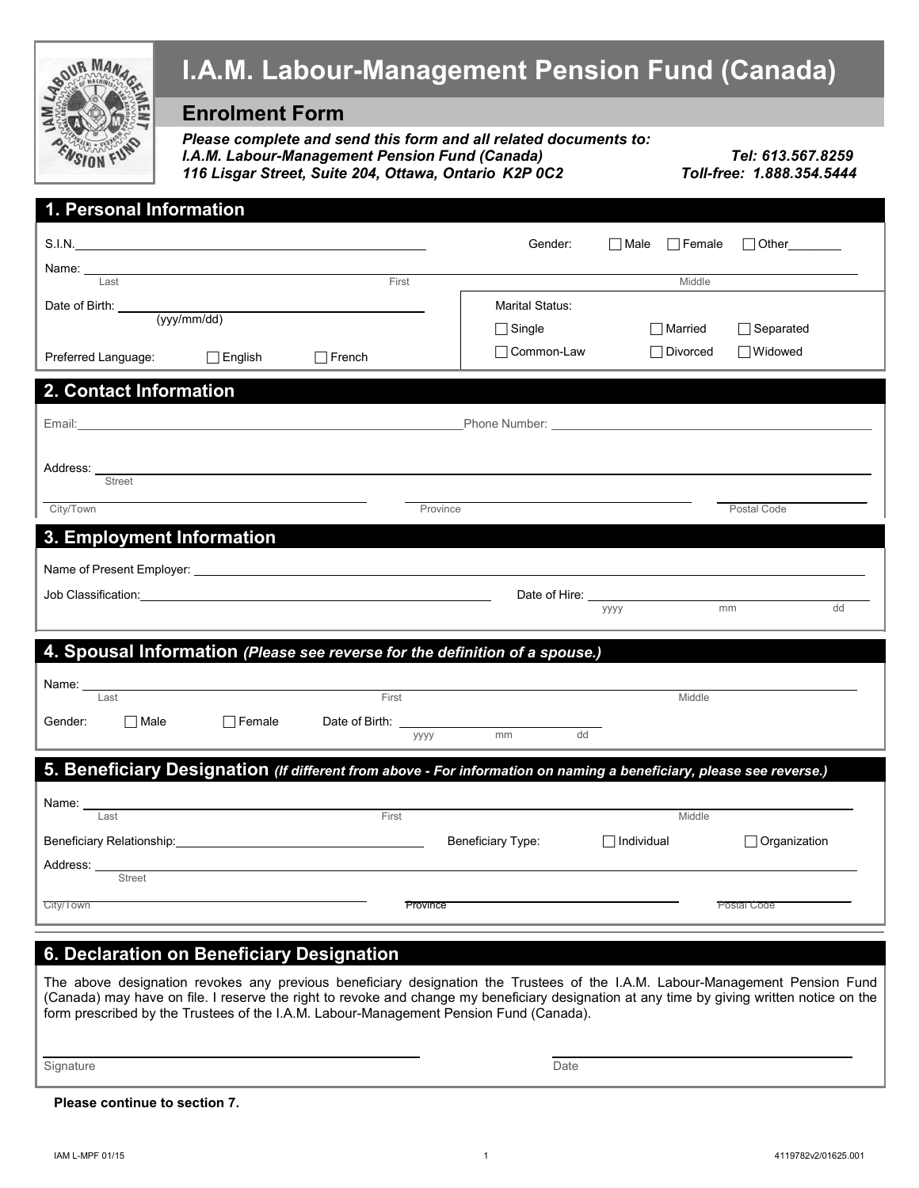# I.A.M. Labour-Management Pension Fund (Canada)

## Enrolment Form

***Please complete and send this form and all related documents to:***
***I.A.M. Labour-Management Pension Fund (Canada)***
***116 Lisgar Street, Suite 204, Ottawa, Ontario K2P 0C2***

***Tel: 613.567.8259***
***Toll-free: 1.888.354.5444***

## 1. Personal Information

S.I.N. ______________________

Gender: ☐ Male ☐ Female ☐ Other________

Name: ______________________
Last — First — Middle

Date of Birth: ______________________
(yyy/mm/dd)

Preferred Language: ☐ English ☐ French

Marital Status:
☐ Single ☐ Married ☐ Separated
☐ Common-Law ☐ Divorced ☐ Widowed

## 2. Contact Information

Email: ______________________ Phone Number: ______________________

Address: ______________________
Street

City/Town — Province — Postal Code

## 3. Employment Information

Name of Present Employer: ______________________

Job Classification: ______________________ Date of Hire: ______________________
yyyy — mm — dd

## 4. Spousal Information *(Please see reverse for the definition of a spouse.)*

Name: ______________________
Last — First — Middle

Gender: ☐ Male ☐ Female Date of Birth: ______________________
yyyy — mm — dd

## 5. Beneficiary Designation *(If different from above - For information on naming a beneficiary, please see reverse.)*

Name: ______________________
Last — First — Middle

Beneficiary Relationship: ______________________ Beneficiary Type: ☐ Individual ☐ Organization

Address: ______________________
Street

City/Town — Province — Postal Code

## 6. Declaration on Beneficiary Designation

The above designation revokes any previous beneficiary designation the Trustees of the I.A.M. Labour-Management Pension Fund (Canada) may have on file. I reserve the right to revoke and change my beneficiary designation at any time by giving written notice on the form prescribed by the Trustees of the I.A.M. Labour-Management Pension Fund (Canada).

______________________ ______________________
Signature — Date

**Please continue to section 7.**

IAM L-MPF 01/15 — 4119782v2/01625.001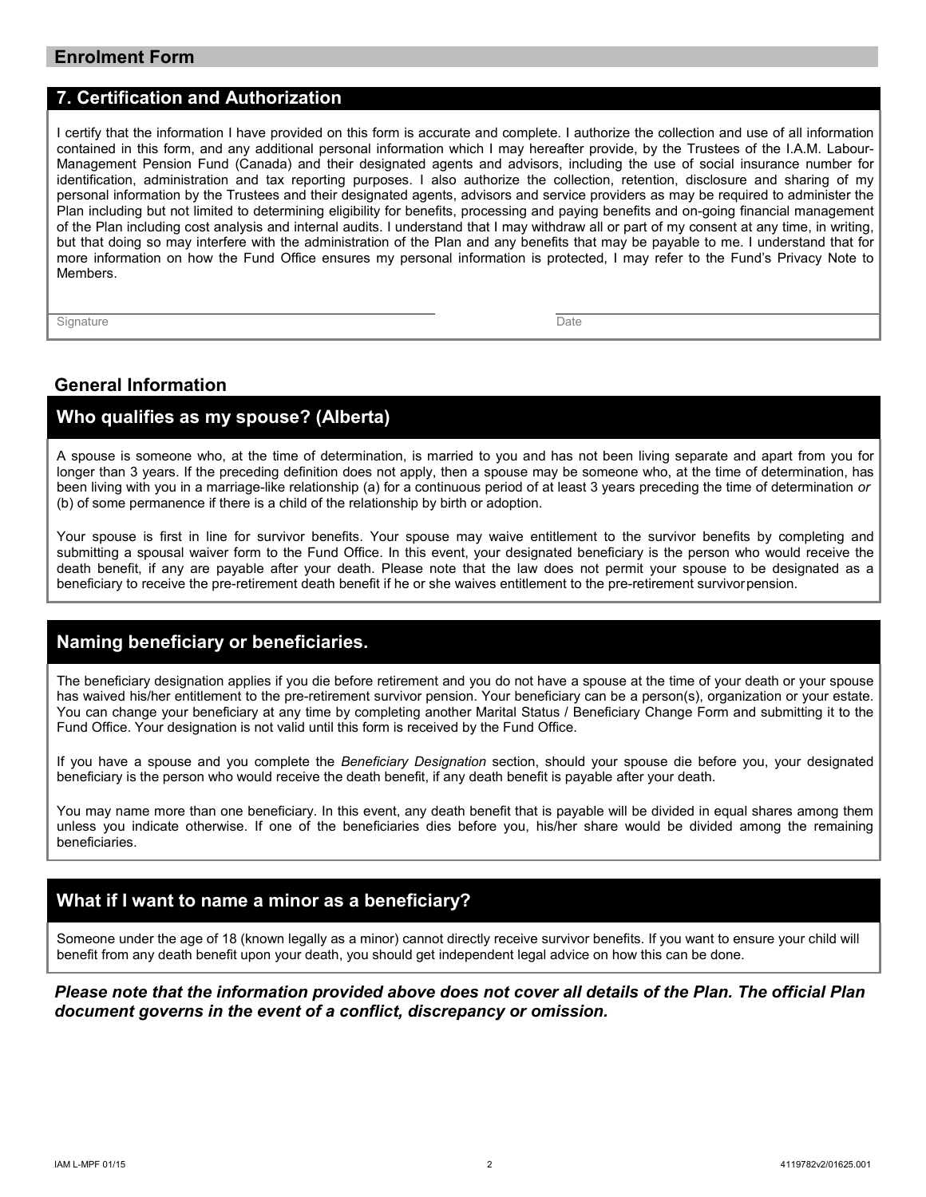## Enrolment Form

### 7. Certification and Authorization

I certify that the information I have provided on this form is accurate and complete. I authorize the collection and use of all information contained in this form, and any additional personal information which I may hereafter provide, by the Trustees of the I.A.M. Labour-Management Pension Fund (Canada) and their designated agents and advisors, including the use of social insurance number for identification, administration and tax reporting purposes. I also authorize the collection, retention, disclosure and sharing of my personal information by the Trustees and their designated agents, advisors and service providers as may be required to administer the Plan including but not limited to determining eligibility for benefits, processing and paying benefits and on-going financial management of the Plan including cost analysis and internal audits. I understand that I may withdraw all or part of my consent at any time, in writing, but that doing so may interfere with the administration of the Plan and any benefits that may be payable to me. I understand that for more information on how the Fund Office ensures my personal information is protected, I may refer to the Fund's Privacy Note to Members.

Signature ______________________ Date ______________________

## General Information

### Who qualifies as my spouse? (Alberta)

A spouse is someone who, at the time of determination, is married to you and has not been living separate and apart from you for longer than 3 years. If the preceding definition does not apply, then a spouse may be someone who, at the time of determination, has been living with you in a marriage-like relationship (a) for a continuous period of at least 3 years preceding the time of determination *or* (b) of some permanence if there is a child of the relationship by birth or adoption.

Your spouse is first in line for survivor benefits. Your spouse may waive entitlement to the survivor benefits by completing and submitting a spousal waiver form to the Fund Office. In this event, your designated beneficiary is the person who would receive the death benefit, if any are payable after your death. Please note that the law does not permit your spouse to be designated as a beneficiary to receive the pre-retirement death benefit if he or she waives entitlement to the pre-retirement survivor pension.

### Naming beneficiary or beneficiaries.

The beneficiary designation applies if you die before retirement and you do not have a spouse at the time of your death or your spouse has waived his/her entitlement to the pre-retirement survivor pension. Your beneficiary can be a person(s), organization or your estate. You can change your beneficiary at any time by completing another Marital Status / Beneficiary Change Form and submitting it to the Fund Office. Your designation is not valid until this form is received by the Fund Office.

If you have a spouse and you complete the *Beneficiary Designation* section, should your spouse die before you, your designated beneficiary is the person who would receive the death benefit, if any death benefit is payable after your death.

You may name more than one beneficiary. In this event, any death benefit that is payable will be divided in equal shares among them unless you indicate otherwise. If one of the beneficiaries dies before you, his/her share would be divided among the remaining beneficiaries.

### What if I want to name a minor as a beneficiary?

Someone under the age of 18 (known legally as a minor) cannot directly receive survivor benefits. If you want to ensure your child will benefit from any death benefit upon your death, you should get independent legal advice on how this can be done.

***Please note that the information provided above does not cover all details of the Plan. The official Plan document governs in the event of a conflict, discrepancy or omission.***

IAM L-MPF 01/15 4119782v2/01625.001